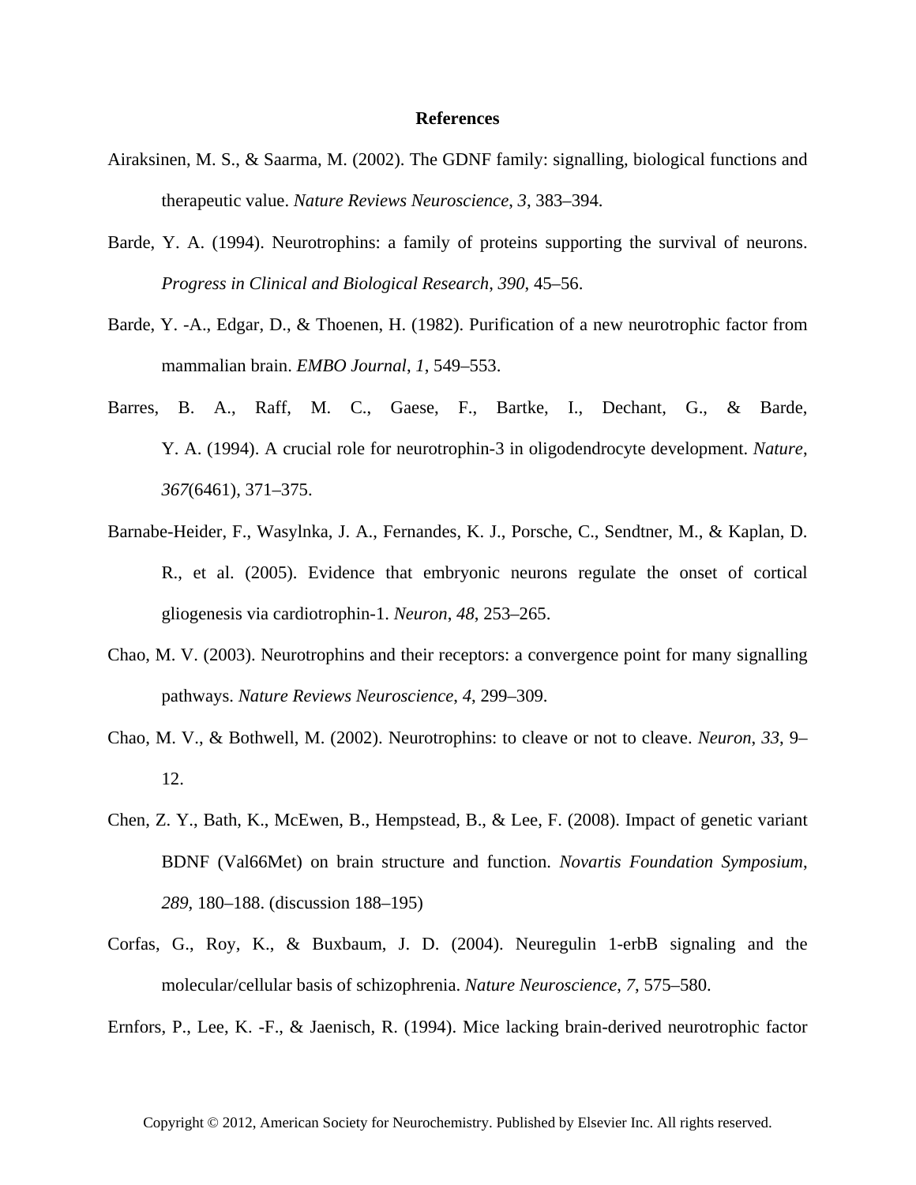# References

Airaksinen, M. S., & Saarma, M. (2002). The GDNF family: signalling, biological functions and therapeutic value. *Nature Reviews Neuroscience*, *3*, 383–394.

Barde, Y. A. (1994). Neurotrophins: a family of proteins supporting the survival of neurons. *Progress in Clinical and Biological Research*, *390*, 45–56.

Barde, Y. -A., Edgar, D., & Thoenen, H. (1982). Purification of a new neurotrophic factor from mammalian brain. *EMBO Journal*, *1*, 549–553.

Barres, B. A., Raff, M. C., Gaese, F., Bartke, I., Dechant, G., & Barde, Y. A. (1994). A crucial role for neurotrophin-3 in oligodendrocyte development. *Nature*, *367*(6461), 371–375.

Barnabe-Heider, F., Wasylnka, J. A., Fernandes, K. J., Porsche, C., Sendtner, M., & Kaplan, D. R., et al. (2005). Evidence that embryonic neurons regulate the onset of cortical gliogenesis via cardiotrophin-1. *Neuron*, *48*, 253–265.

Chao, M. V. (2003). Neurotrophins and their receptors: a convergence point for many signalling pathways. *Nature Reviews Neuroscience*, *4*, 299–309.

Chao, M. V., & Bothwell, M. (2002). Neurotrophins: to cleave or not to cleave. *Neuron*, *33*, 9–12.

Chen, Z. Y., Bath, K., McEwen, B., Hempstead, B., & Lee, F. (2008). Impact of genetic variant BDNF (Val66Met) on brain structure and function. *Novartis Foundation Symposium*, *289*, 180–188. (discussion 188–195)

Corfas, G., Roy, K., & Buxbaum, J. D. (2004). Neuregulin 1-erbB signaling and the molecular/cellular basis of schizophrenia. *Nature Neuroscience*, *7*, 575–580.

Ernfors, P., Lee, K. -F., & Jaenisch, R. (1994). Mice lacking brain-derived neurotrophic factor

Copyright © 2012, American Society for Neurochemistry. Published by Elsevier Inc. All rights reserved.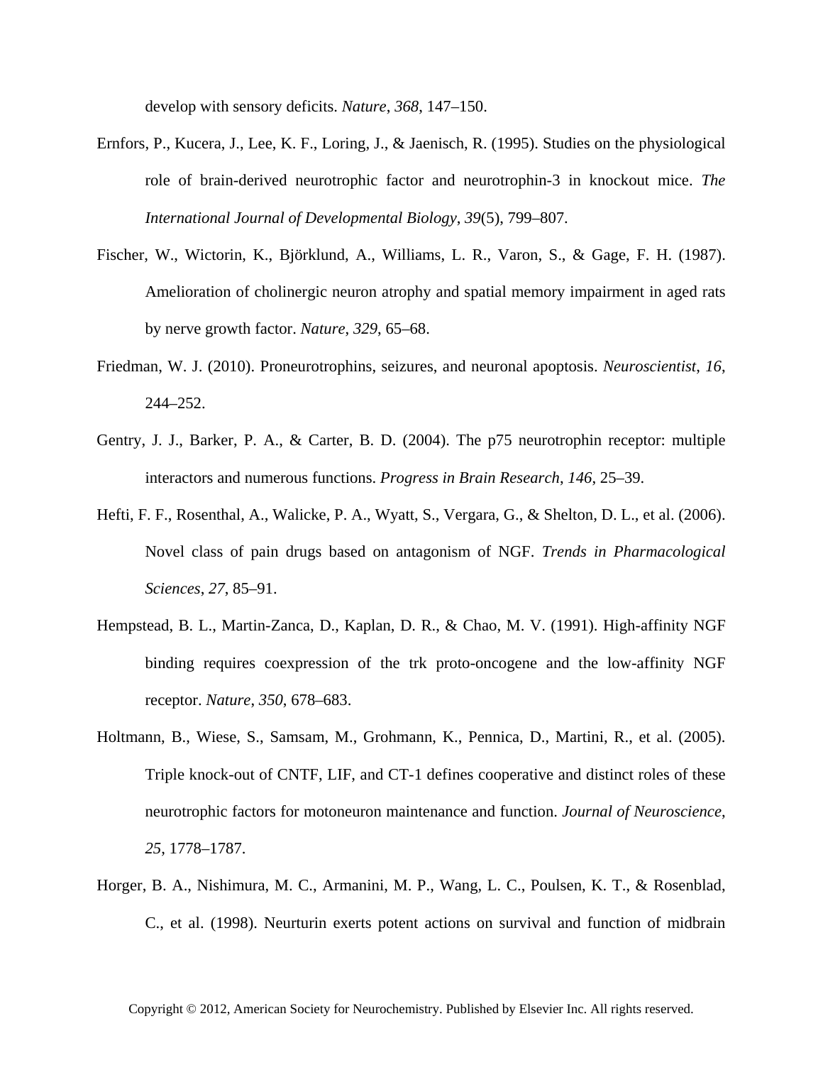develop with sensory deficits. *Nature*, *368*, 147–150.

Ernfors, P., Kucera, J., Lee, K. F., Loring, J., & Jaenisch, R. (1995). Studies on the physiological role of brain-derived neurotrophic factor and neurotrophin-3 in knockout mice. *The International Journal of Developmental Biology*, *39*(5), 799–807.

Fischer, W., Wictorin, K., Björklund, A., Williams, L. R., Varon, S., & Gage, F. H. (1987). Amelioration of cholinergic neuron atrophy and spatial memory impairment in aged rats by nerve growth factor. *Nature*, *329*, 65–68.

Friedman, W. J. (2010). Proneurotrophins, seizures, and neuronal apoptosis. *Neuroscientist*, *16*, 244–252.

Gentry, J. J., Barker, P. A., & Carter, B. D. (2004). The p75 neurotrophin receptor: multiple interactors and numerous functions. *Progress in Brain Research*, *146*, 25–39.

Hefti, F. F., Rosenthal, A., Walicke, P. A., Wyatt, S., Vergara, G., & Shelton, D. L., et al. (2006). Novel class of pain drugs based on antagonism of NGF. *Trends in Pharmacological Sciences*, *27*, 85–91.

Hempstead, B. L., Martin-Zanca, D., Kaplan, D. R., & Chao, M. V. (1991). High-affinity NGF binding requires coexpression of the trk proto-oncogene and the low-affinity NGF receptor. *Nature*, *350*, 678–683.

Holtmann, B., Wiese, S., Samsam, M., Grohmann, K., Pennica, D., Martini, R., et al. (2005). Triple knock-out of CNTF, LIF, and CT-1 defines cooperative and distinct roles of these neurotrophic factors for motoneuron maintenance and function. *Journal of Neuroscience*, *25*, 1778–1787.

Horger, B. A., Nishimura, M. C., Armanini, M. P., Wang, L. C., Poulsen, K. T., & Rosenblad, C., et al. (1998). Neurturin exerts potent actions on survival and function of midbrain

Copyright © 2012, American Society for Neurochemistry. Published by Elsevier Inc. All rights reserved.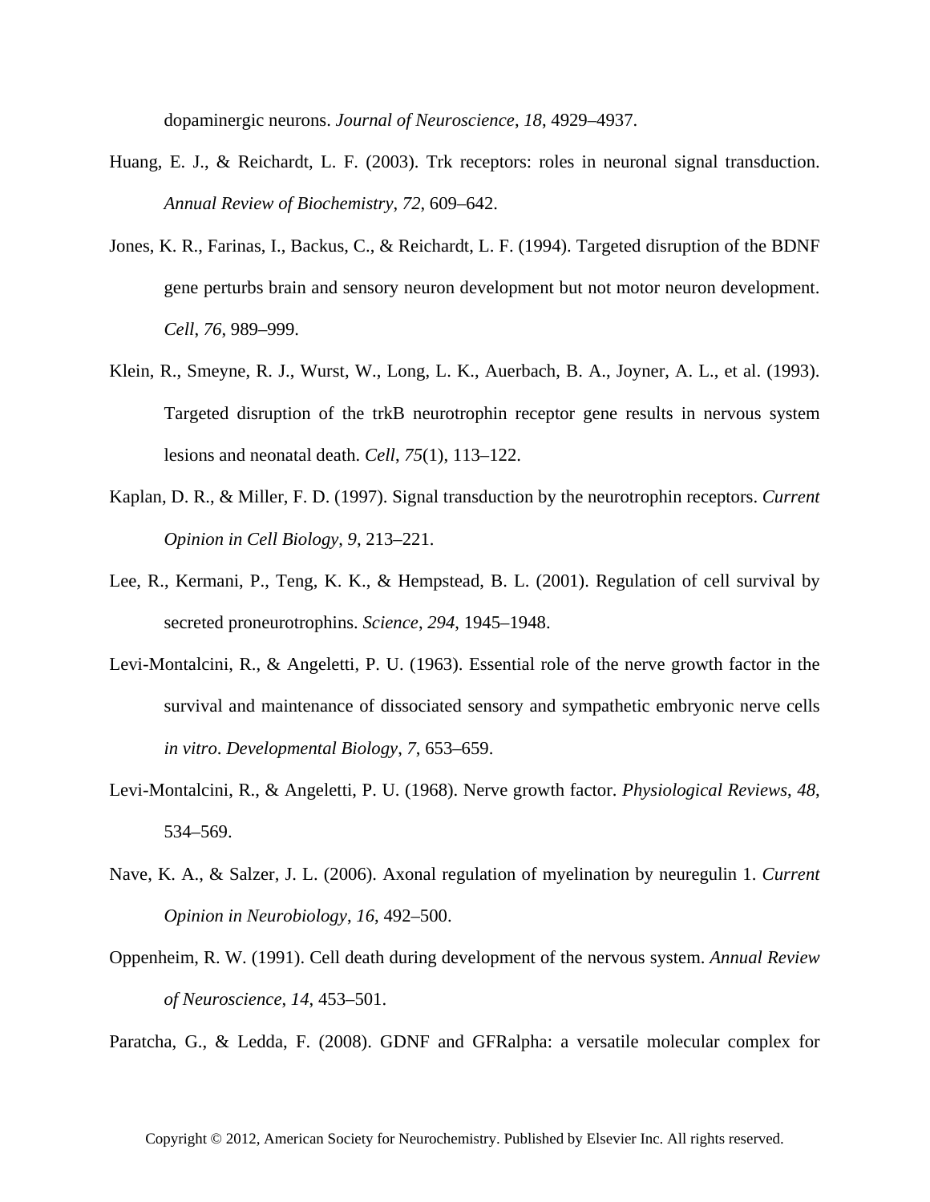dopaminergic neurons. *Journal of Neuroscience*, *18*, 4929–4937.

Huang, E. J., & Reichardt, L. F. (2003). Trk receptors: roles in neuronal signal transduction. *Annual Review of Biochemistry*, *72*, 609–642.

Jones, K. R., Farinas, I., Backus, C., & Reichardt, L. F. (1994). Targeted disruption of the BDNF gene perturbs brain and sensory neuron development but not motor neuron development. *Cell*, *76*, 989–999.

Klein, R., Smeyne, R. J., Wurst, W., Long, L. K., Auerbach, B. A., Joyner, A. L., et al. (1993). Targeted disruption of the trkB neurotrophin receptor gene results in nervous system lesions and neonatal death. *Cell*, *75*(1), 113–122.

Kaplan, D. R., & Miller, F. D. (1997). Signal transduction by the neurotrophin receptors. *Current Opinion in Cell Biology*, *9*, 213–221.

Lee, R., Kermani, P., Teng, K. K., & Hempstead, B. L. (2001). Regulation of cell survival by secreted proneurotrophins. *Science*, *294*, 1945–1948.

Levi-Montalcini, R., & Angeletti, P. U. (1963). Essential role of the nerve growth factor in the survival and maintenance of dissociated sensory and sympathetic embryonic nerve cells *in vitro*. *Developmental Biology*, *7*, 653–659.

Levi-Montalcini, R., & Angeletti, P. U. (1968). Nerve growth factor. *Physiological Reviews*, *48*, 534–569.

Nave, K. A., & Salzer, J. L. (2006). Axonal regulation of myelination by neuregulin 1. *Current Opinion in Neurobiology*, *16*, 492–500.

Oppenheim, R. W. (1991). Cell death during development of the nervous system. *Annual Review of Neuroscience*, *14*, 453–501.

Paratcha, G., & Ledda, F. (2008). GDNF and GFRalpha: a versatile molecular complex for

Copyright © 2012, American Society for Neurochemistry. Published by Elsevier Inc. All rights reserved.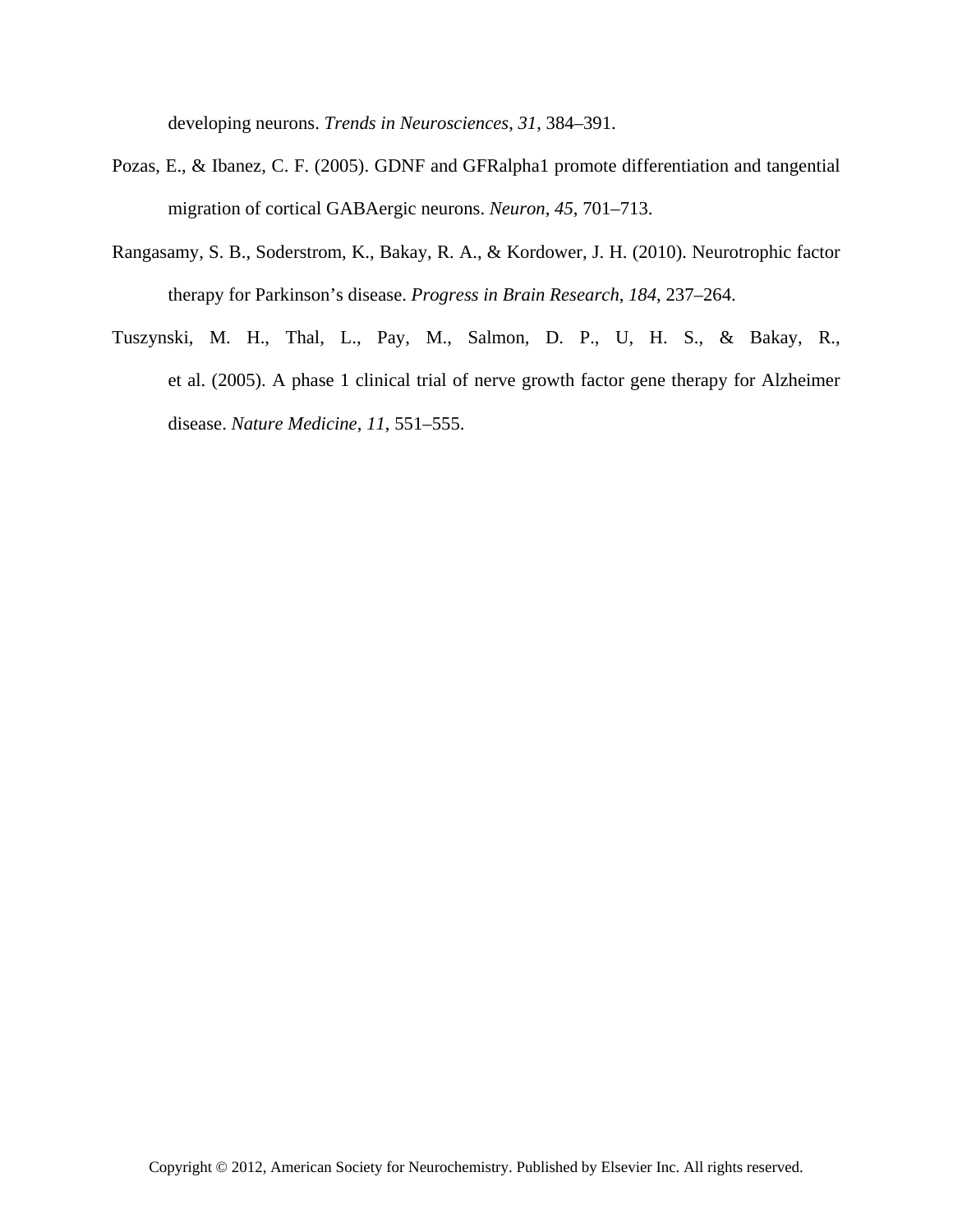developing neurons. *Trends in Neurosciences*, *31*, 384–391.

Pozas, E., & Ibanez, C. F. (2005). GDNF and GFRalpha1 promote differentiation and tangential migration of cortical GABAergic neurons. *Neuron*, *45*, 701–713.

Rangasamy, S. B., Soderstrom, K., Bakay, R. A., & Kordower, J. H. (2010). Neurotrophic factor therapy for Parkinson's disease. *Progress in Brain Research*, *184*, 237–264.

Tuszynski, M. H., Thal, L., Pay, M., Salmon, D. P., U, H. S., & Bakay, R., et al. (2005). A phase 1 clinical trial of nerve growth factor gene therapy for Alzheimer disease. *Nature Medicine*, *11*, 551–555.

Copyright © 2012, American Society for Neurochemistry. Published by Elsevier Inc. All rights reserved.